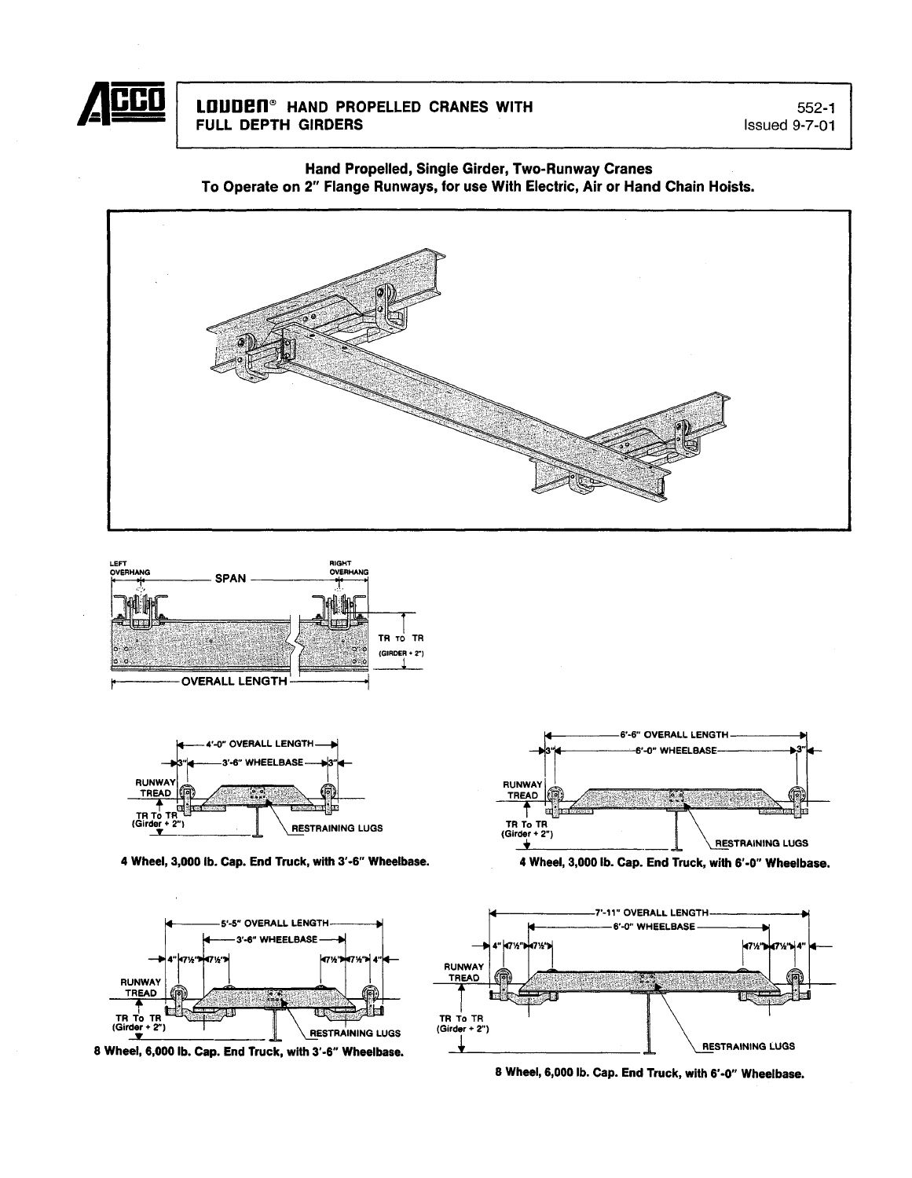# LOUDEN® HAND PROPELLED CRANES WITH FULL DEPTH GIRDERS

552-1
Issued 9-7-01

## Hand Propelled, Single Girder, Two-Runway Cranes To Operate on 2" Flange Runways, for use With Electric, Air or Hand Chain Hoists.

LEFT OVERHANG — SPAN — RIGHT OVERHANG

TR TO TR (GIRDER + 2")

OVERALL LENGTH

4'-0" OVERALL LENGTH
3" — 3'-6" WHEELBASE — 3"
RUNWAY TREAD
TR To TR (Girder + 2")
RESTRAINING LUGS

**4 Wheel, 3,000 lb. Cap. End Truck, with 3'-6" Wheelbase.**

6'-6" OVERALL LENGTH
3" — 6'-0" WHEELBASE — 3"
RUNWAY TREAD
TR To TR (Girder + 2")
RESTRAINING LUGS

**4 Wheel, 3,000 lb. Cap. End Truck, with 6'-0" Wheelbase.**

5'-5" OVERALL LENGTH
3'-6" WHEELBASE
4" 7½" 7½" — 7½" 7½" 4"
RUNWAY TREAD
TR To TR (Girder + 2")
RESTRAINING LUGS

**8 Wheel, 6,000 lb. Cap. End Truck, with 3'-6" Wheelbase.**

7'-11" OVERALL LENGTH
6'-0" WHEELBASE
4" 7½" 7½" — 7½" 7½" 4"
RUNWAY TREAD
TR To TR (Girder + 2")
RESTRAINING LUGS

**8 Wheel, 6,000 lb. Cap. End Truck, with 6'-0" Wheelbase.**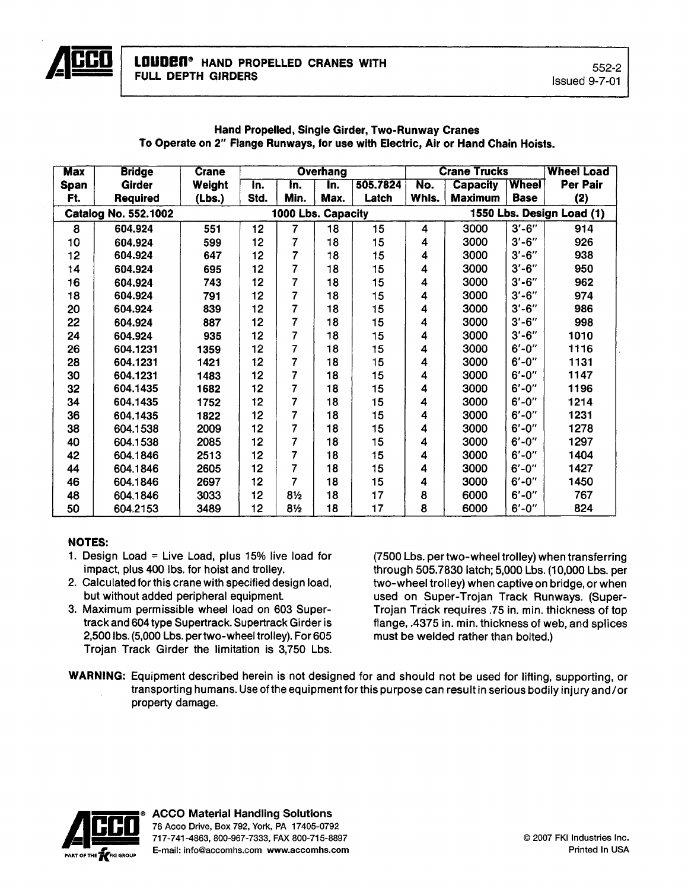# LOUDEN® HAND PROPELLED CRANES WITH FULL DEPTH GIRDERS

552-2
Issued 9-7-01

**Hand Propelled, Single Girder, Two-Runway Cranes**
**To Operate on 2" Flange Runways, for use with Electric, Air or Hand Chain Hoists.**

| Max Span Ft. | Bridge Girder Required | Crane Weight (Lbs.) | Overhang In. Std. | Overhang In. Min. | Overhang In. Max. | Overhang 505.7824 Latch | Crane Trucks No. Whls. | Crane Trucks Capacity Maximum | Crane Trucks Wheel Base | Wheel Load Per Pair (2) |
|---|---|---|---|---|---|---|---|---|---|---|
| **Catalog No. 552.1002** | | | | **1000 Lbs. Capacity** | | | | **1550 Lbs. Design Load (1)** | | |
| 8 | 604.924 | 551 | 12 | 7 | 18 | 15 | 4 | 3000 | 3'-6" | 914 |
| 10 | 604.924 | 599 | 12 | 7 | 18 | 15 | 4 | 3000 | 3'-6" | 926 |
| 12 | 604.924 | 647 | 12 | 7 | 18 | 15 | 4 | 3000 | 3'-6" | 938 |
| 14 | 604.924 | 695 | 12 | 7 | 18 | 15 | 4 | 3000 | 3'-6" | 950 |
| 16 | 604.924 | 743 | 12 | 7 | 18 | 15 | 4 | 3000 | 3'-6" | 962 |
| 18 | 604.924 | 791 | 12 | 7 | 18 | 15 | 4 | 3000 | 3'-6" | 974 |
| 20 | 604.924 | 839 | 12 | 7 | 18 | 15 | 4 | 3000 | 3'-6" | 986 |
| 22 | 604.924 | 887 | 12 | 7 | 18 | 15 | 4 | 3000 | 3'-6" | 998 |
| 24 | 604.924 | 935 | 12 | 7 | 18 | 15 | 4 | 3000 | 3'-6" | 1010 |
| 26 | 604.1231 | 1359 | 12 | 7 | 18 | 15 | 4 | 3000 | 6'-0" | 1116 |
| 28 | 604.1231 | 1421 | 12 | 7 | 18 | 15 | 4 | 3000 | 6'-0" | 1131 |
| 30 | 604.1231 | 1483 | 12 | 7 | 18 | 15 | 4 | 3000 | 6'-0" | 1147 |
| 32 | 604.1435 | 1682 | 12 | 7 | 18 | 15 | 4 | 3000 | 6'-0" | 1196 |
| 34 | 604.1435 | 1752 | 12 | 7 | 18 | 15 | 4 | 3000 | 6'-0" | 1214 |
| 36 | 604.1435 | 1822 | 12 | 7 | 18 | 15 | 4 | 3000 | 6'-0" | 1231 |
| 38 | 604.1538 | 2009 | 12 | 7 | 18 | 15 | 4 | 3000 | 6'-0" | 1278 |
| 40 | 604.1538 | 2085 | 12 | 7 | 18 | 15 | 4 | 3000 | 6'-0" | 1297 |
| 42 | 604.1846 | 2513 | 12 | 7 | 18 | 15 | 4 | 3000 | 6'-0" | 1404 |
| 44 | 604.1846 | 2605 | 12 | 7 | 18 | 15 | 4 | 3000 | 6'-0" | 1427 |
| 46 | 604.1846 | 2697 | 12 | 7 | 18 | 15 | 4 | 3000 | 6'-0" | 1450 |
| 48 | 604.1846 | 3033 | 12 | 8½ | 18 | 17 | 8 | 6000 | 6'-0" | 767 |
| 50 | 604.2153 | 3489 | 12 | 8½ | 18 | 17 | 8 | 6000 | 6'-0" | 824 |

**NOTES:**

1. Design Load = Live Load, plus 15% live load for impact, plus 400 lbs. for hoist and trolley.
2. Calculated for this crane with specified design load, but without added peripheral equipment.
3. Maximum permissible wheel load on 603 Supertrack and 604 type Supertrack. Supertrack Girder is 2,500 lbs. (5,000 Lbs. per two-wheel trolley). For 605 Trojan Track Girder the limitation is 3,750 Lbs. (7500 Lbs. per two-wheel trolley) when transferring through 505.7830 latch; 5,000 Lbs. (10,000 Lbs. per two-wheel trolley) when captive on bridge, or when used on Super-Trojan Track Runways. (Super-Trojan Track requires .75 in. min. thickness of top flange, .4375 in. min. thickness of web, and splices must be welded rather than bolted.)

**WARNING:** Equipment described herein is not designed for and should not be used for lifting, supporting, or transporting humans. Use of the equipment for this purpose can result in serious bodily injury and/or property damage.

ACCO Material Handling Solutions
76 Acco Drive, Box 792, York, PA 17405-0792
717-741-4863, 800-967-7333, FAX 800-715-8897
E-mail: info@accomhs.com www.accomhs.com

© 2007 FKI Industries Inc.
Printed In USA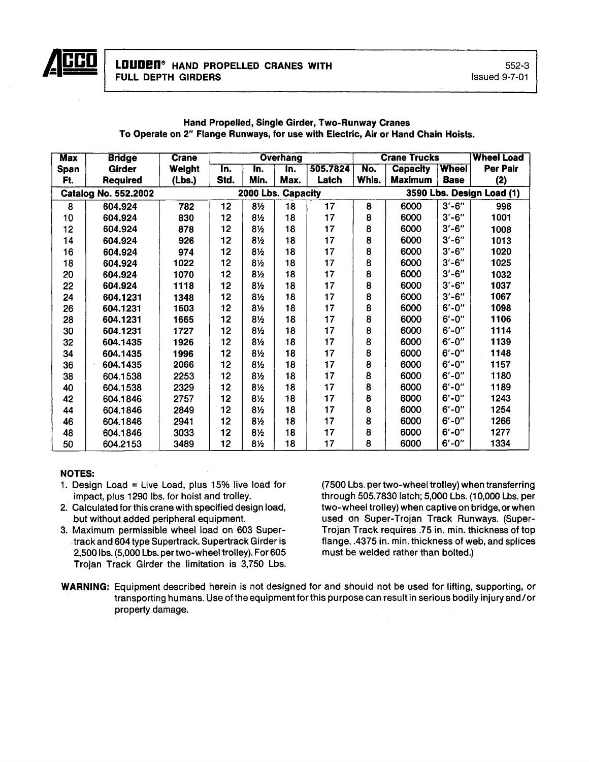**ACCO** **LOUDEN® HAND PROPELLED CRANES WITH FULL DEPTH GIRDERS** 552-3 Issued 9-7-01

### Hand Propelled, Single Girder, Two-Runway Cranes
### To Operate on 2" Flange Runways, for use with Electric, Air or Hand Chain Hoists.

| Max Span Ft. | Bridge Girder Required | Crane Weight (Lbs.) | Overhang | | | | Crane Trucks | | | Wheel Load Per Pair (2) |
|---|---|---|---|---|---|---|---|---|---|---|
| | | | In. Std. | In. Min. | In. Max. | 505.7824 Latch | No. Whls. | Capacity Maximum | Wheel Base | |
| **Catalog No. 552.2002** | | | **2000 Lbs. Capacity** | | | | **3590 Lbs. Design Load (1)** | | | |
| 8 | 604.924 | 782 | 12 | 8½ | 18 | 17 | 8 | 6000 | 3'-6" | 996 |
| 10 | 604.924 | 830 | 12 | 8½ | 18 | 17 | 8 | 6000 | 3'-6" | 1001 |
| 12 | 604.924 | 878 | 12 | 8½ | 18 | 17 | 8 | 6000 | 3'-6" | 1008 |
| 14 | 604.924 | 926 | 12 | 8½ | 18 | 17 | 8 | 6000 | 3'-6" | 1013 |
| 16 | 604.924 | 974 | 12 | 8½ | 18 | 17 | 8 | 6000 | 3'-6" | 1020 |
| 18 | 604.924 | 1022 | 12 | 8½ | 18 | 17 | 8 | 6000 | 3'-6" | 1025 |
| 20 | 604.924 | 1070 | 12 | 8½ | 18 | 17 | 8 | 6000 | 3'-6" | 1032 |
| 22 | 604.924 | 1118 | 12 | 8½ | 18 | 17 | 8 | 6000 | 3'-6" | 1037 |
| 24 | 604.1231 | 1348 | 12 | 8½ | 18 | 17 | 8 | 6000 | 3'-6" | 1067 |
| 26 | 604.1231 | 1603 | 12 | 8½ | 18 | 17 | 8 | 6000 | 6'-0" | 1098 |
| 28 | 604.1231 | 1665 | 12 | 8½ | 18 | 17 | 8 | 6000 | 6'-0" | 1106 |
| 30 | 604.1231 | 1727 | 12 | 8½ | 18 | 17 | 8 | 6000 | 6'-0" | 1114 |
| 32 | 604.1435 | 1926 | 12 | 8½ | 18 | 17 | 8 | 6000 | 6'-0" | 1139 |
| 34 | 604.1435 | 1996 | 12 | 8½ | 18 | 17 | 8 | 6000 | 6'-0" | 1148 |
| 36 | 604.1435 | 2066 | 12 | 8½ | 18 | 17 | 8 | 6000 | 6'-0" | 1157 |
| 38 | 604.1538 | 2253 | 12 | 8½ | 18 | 17 | 8 | 6000 | 6'-0" | 1180 |
| 40 | 604.1538 | 2329 | 12 | 8½ | 18 | 17 | 8 | 6000 | 6'-0" | 1189 |
| 42 | 604.1846 | 2757 | 12 | 8½ | 18 | 17 | 8 | 6000 | 6'-0" | 1243 |
| 44 | 604.1846 | 2849 | 12 | 8½ | 18 | 17 | 8 | 6000 | 6'-0" | 1254 |
| 46 | 604.1846 | 2941 | 12 | 8½ | 18 | 17 | 8 | 6000 | 6'-0" | 1266 |
| 48 | 604.1846 | 3033 | 12 | 8½ | 18 | 17 | 8 | 6000 | 6'-0" | 1277 |
| 50 | 604.2153 | 3489 | 12 | 8½ | 18 | 17 | 8 | 6000 | 6'-0" | 1334 |

**NOTES:**

1. Design Load = Live Load, plus 15% live load for impact, plus 1290 lbs. for hoist and trolley.
2. Calculated for this crane with specified design load, but without added peripheral equipment.
3. Maximum permissible wheel load on 603 Supertrack and 604 type Supertrack. Supertrack Girder is 2,500 lbs. (5,000 Lbs. per two-wheel trolley). For 605 Trojan Track Girder the limitation is 3,750 Lbs. (7500 Lbs. per two-wheel trolley) when transferring through 505.7830 latch; 5,000 Lbs. (10,000 Lbs. per two-wheel trolley) when captive on bridge, or when used on Super-Trojan Track Runways. (Super-Trojan Track requires .75 in. min. thickness of top flange, .4375 in. min. thickness of web, and splices must be welded rather than bolted.)

**WARNING:** Equipment described herein is not designed for and should not be used for lifting, supporting, or transporting humans. Use of the equipment for this purpose can result in serious bodily injury and/or property damage.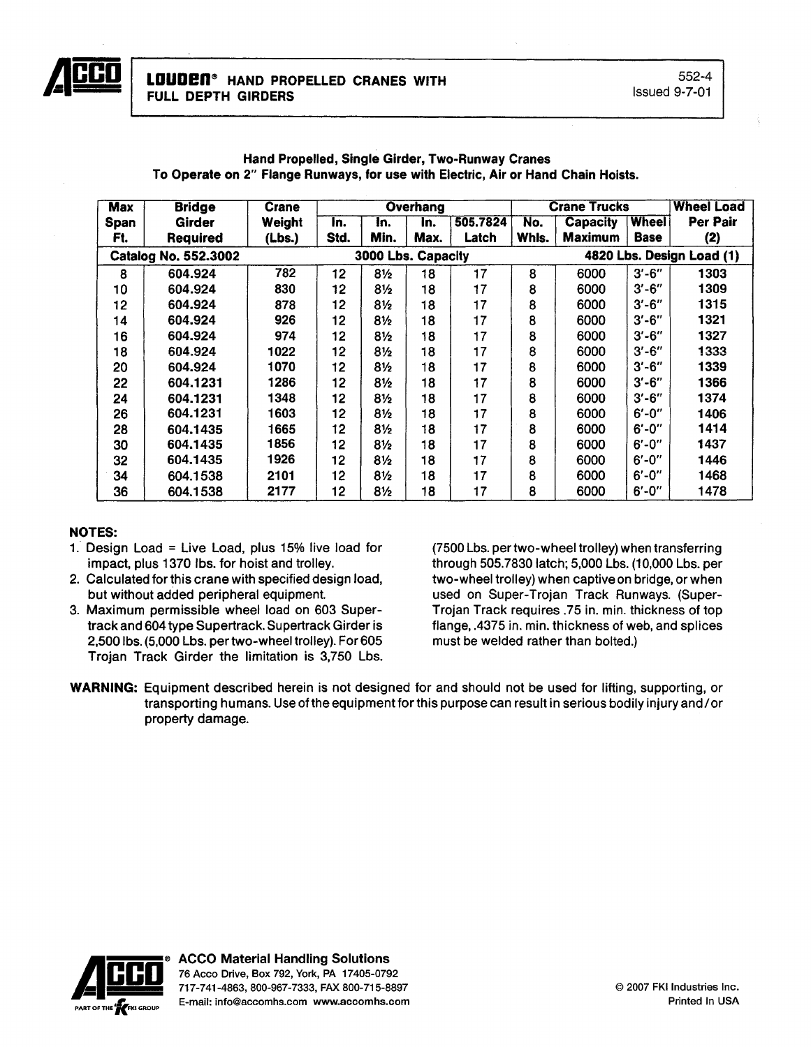# LOUDEN® HAND PROPELLED CRANES WITH FULL DEPTH GIRDERS

552-4
Issued 9-7-01

**Hand Propelled, Single Girder, Two-Runway Cranes**
**To Operate on 2" Flange Runways, for use with Electric, Air or Hand Chain Hoists.**

| Max Span Ft. | Bridge Girder Required | Crane Weight (Lbs.) | Overhang | | | | Crane Trucks | | | Wheel Load Per Pair (2) |
|---|---|---|---|---|---|---|---|---|---|---|
| | | | In. Std. | In. Min. | In. Max. | 505.7824 Latch | No. Whls. | Capacity Maximum | Wheel Base | |
| **Catalog No. 552.3002** | | | **3000 Lbs. Capacity** | | | | **4820 Lbs. Design Load (1)** | | | |
| 8 | 604.924 | 782 | 12 | 8½ | 18 | 17 | 8 | 6000 | 3'-6" | 1303 |
| 10 | 604.924 | 830 | 12 | 8½ | 18 | 17 | 8 | 6000 | 3'-6" | 1309 |
| 12 | 604.924 | 878 | 12 | 8½ | 18 | 17 | 8 | 6000 | 3'-6" | 1315 |
| 14 | 604.924 | 926 | 12 | 8½ | 18 | 17 | 8 | 6000 | 3'-6" | 1321 |
| 16 | 604.924 | 974 | 12 | 8½ | 18 | 17 | 8 | 6000 | 3'-6" | 1327 |
| 18 | 604.924 | 1022 | 12 | 8½ | 18 | 17 | 8 | 6000 | 3'-6" | 1333 |
| 20 | 604.924 | 1070 | 12 | 8½ | 18 | 17 | 8 | 6000 | 3'-6" | 1339 |
| 22 | 604.1231 | 1286 | 12 | 8½ | 18 | 17 | 8 | 6000 | 3'-6" | 1366 |
| 24 | 604.1231 | 1348 | 12 | 8½ | 18 | 17 | 8 | 6000 | 3'-6" | 1374 |
| 26 | 604.1231 | 1603 | 12 | 8½ | 18 | 17 | 8 | 6000 | 6'-0" | 1406 |
| 28 | 604.1435 | 1665 | 12 | 8½ | 18 | 17 | 8 | 6000 | 6'-0" | 1414 |
| 30 | 604.1435 | 1856 | 12 | 8½ | 18 | 17 | 8 | 6000 | 6'-0" | 1437 |
| 32 | 604.1435 | 1926 | 12 | 8½ | 18 | 17 | 8 | 6000 | 6'-0" | 1446 |
| 34 | 604.1538 | 2101 | 12 | 8½ | 18 | 17 | 8 | 6000 | 6'-0" | 1468 |
| 36 | 604.1538 | 2177 | 12 | 8½ | 18 | 17 | 8 | 6000 | 6'-0" | 1478 |

**NOTES:**

1. Design Load = Live Load, plus 15% live load for impact, plus 1370 lbs. for hoist and trolley.
2. Calculated for this crane with specified design load, but without added peripheral equipment.
3. Maximum permissible wheel load on 603 Supertrack and 604 type Supertrack. Supertrack Girder is 2,500 lbs. (5,000 Lbs. per two-wheel trolley). For 605 Trojan Track Girder the limitation is 3,750 Lbs. (7500 Lbs. per two-wheel trolley) when transferring through 505.7830 latch; 5,000 Lbs. (10,000 Lbs. per two-wheel trolley) when captive on bridge, or when used on Super-Trojan Track Runways. (Super-Trojan Track requires .75 in. min. thickness of top flange, .4375 in. min. thickness of web, and splices must be welded rather than bolted.)

**WARNING:** Equipment described herein is not designed for and should not be used for lifting, supporting, or transporting humans. Use of the equipment for this purpose can result in serious bodily injury and/or property damage.

ACCO Material Handling Solutions
76 Acco Drive, Box 792, York, PA 17405-0792
717-741-4863, 800-967-7333, FAX 800-715-8897
E-mail: info@accomhs.com www.accomhs.com

© 2007 FKI Industries Inc.
Printed In USA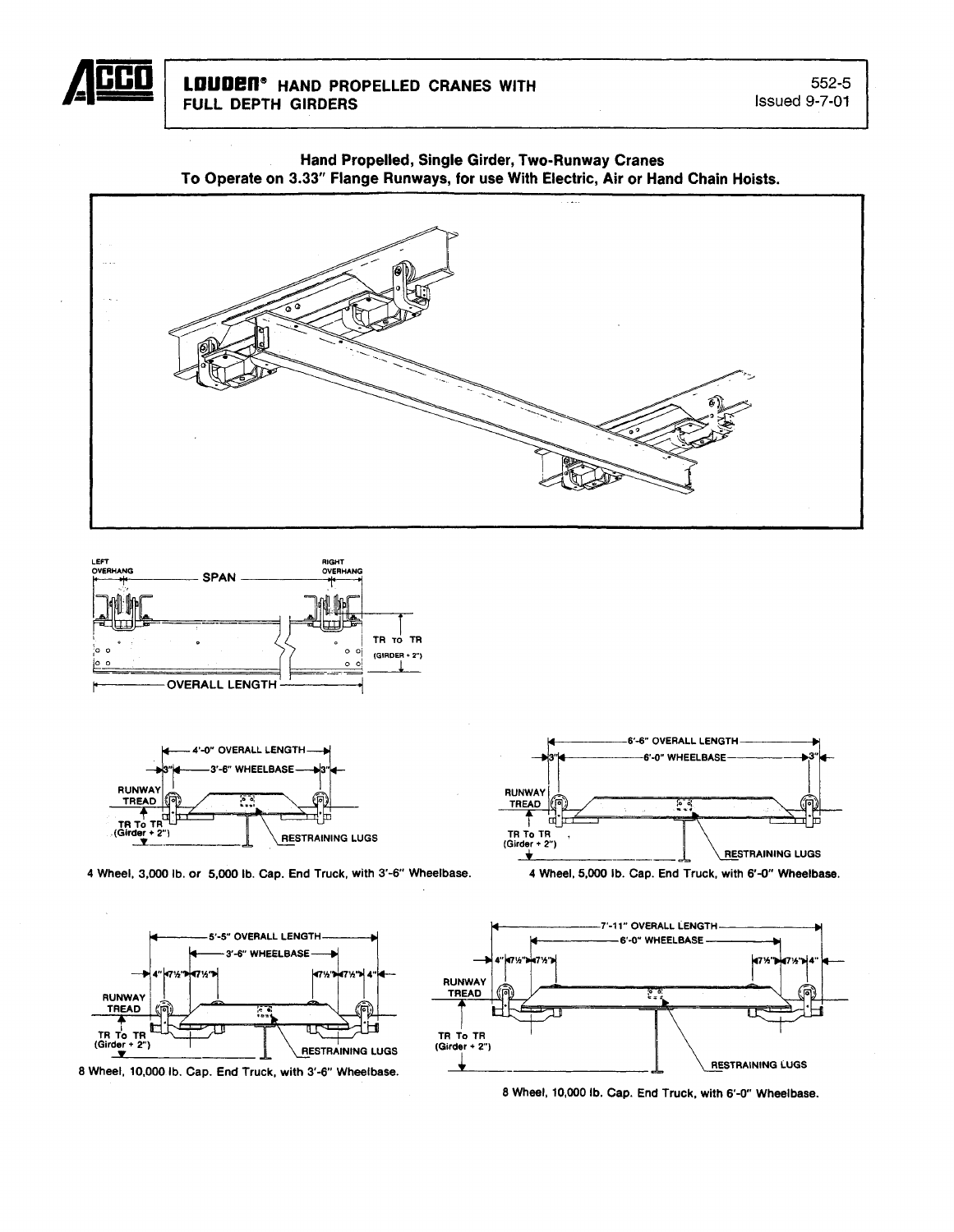# LOUDEN® HAND PROPELLED CRANES WITH FULL DEPTH GIRDERS

552-5
Issued 9-7-01

## Hand Propelled, Single Girder, Two-Runway Cranes
## To Operate on 3.33" Flange Runways, for use With Electric, Air or Hand Chain Hoists.

LEFT OVERHANG — SPAN — RIGHT OVERHANG

TR TO TR (GIRDER + 2")

OVERALL LENGTH

4'-0" OVERALL LENGTH
3" — 3'-6" WHEELBASE — 3"
RUNWAY TREAD
TR To TR (Girder + 2")
RESTRAINING LUGS

4 Wheel, 3,000 lb. or 5,000 lb. Cap. End Truck, with 3'-6" Wheelbase.

6'-6" OVERALL LENGTH
3" — 6'-0" WHEELBASE — 3"
RUNWAY TREAD
TR To TR (Girder + 2")
RESTRAINING LUGS

4 Wheel, 5,000 lb. Cap. End Truck, with 6'-0" Wheelbase.

5'-5" OVERALL LENGTH
3'-6" WHEELBASE
4" 7½" 7½" — 7½" 7½" 4"
RUNWAY TREAD
TR To TR (Girder + 2")
RESTRAINING LUGS

8 Wheel, 10,000 lb. Cap. End Truck, with 3'-6" Wheelbase.

7'-11" OVERALL LENGTH
6'-0" WHEELBASE
4" 7½" 7½" — 7½" 7½" 4"
RUNWAY TREAD
TR To TR (Girder + 2")
RESTRAINING LUGS

8 Wheel, 10,000 lb. Cap. End Truck, with 6'-0" Wheelbase.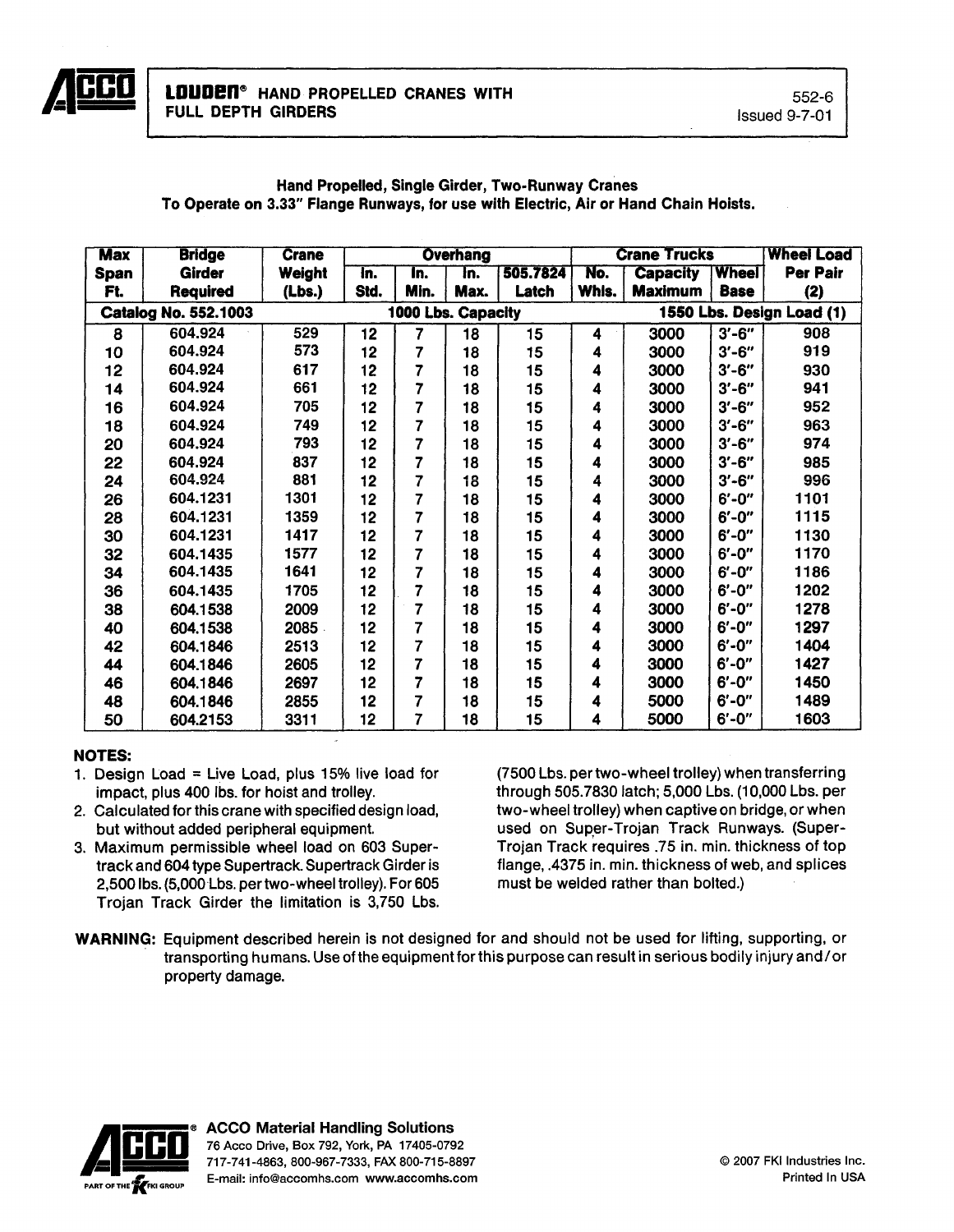**LOUDEN® HAND PROPELLED CRANES WITH FULL DEPTH GIRDERS**

552-6
Issued 9-7-01

### Hand Propelled, Single Girder, Two-Runway Cranes
### To Operate on 3.33" Flange Runways, for use with Electric, Air or Hand Chain Hoists.

| Max Span Ft. | Bridge Girder Required | Crane Weight (Lbs.) | Overhang In. Std. | Overhang In. Min. | Overhang In. Max. | Overhang 505.7824 Latch | Crane Trucks No. Whls. | Crane Trucks Capacity Maximum | Crane Trucks Wheel Base | Wheel Load Per Pair (2) |
|---|---|---|---|---|---|---|---|---|---|---|
| **Catalog No. 552.1003** | | | **1000 Lbs. Capacity** | | | | | **1550 Lbs. Design Load (1)** | | |
| 8 | 604.924 | 529 | 12 | 7 | 18 | 15 | 4 | 3000 | 3'-6" | 908 |
| 10 | 604.924 | 573 | 12 | 7 | 18 | 15 | 4 | 3000 | 3'-6" | 919 |
| 12 | 604.924 | 617 | 12 | 7 | 18 | 15 | 4 | 3000 | 3'-6" | 930 |
| 14 | 604.924 | 661 | 12 | 7 | 18 | 15 | 4 | 3000 | 3'-6" | 941 |
| 16 | 604.924 | 705 | 12 | 7 | 18 | 15 | 4 | 3000 | 3'-6" | 952 |
| 18 | 604.924 | 749 | 12 | 7 | 18 | 15 | 4 | 3000 | 3'-6" | 963 |
| 20 | 604.924 | 793 | 12 | 7 | 18 | 15 | 4 | 3000 | 3'-6" | 974 |
| 22 | 604.924 | 837 | 12 | 7 | 18 | 15 | 4 | 3000 | 3'-6" | 985 |
| 24 | 604.924 | 881 | 12 | 7 | 18 | 15 | 4 | 3000 | 3'-6" | 996 |
| 26 | 604.1231 | 1301 | 12 | 7 | 18 | 15 | 4 | 3000 | 6'-0" | 1101 |
| 28 | 604.1231 | 1359 | 12 | 7 | 18 | 15 | 4 | 3000 | 6'-0" | 1115 |
| 30 | 604.1231 | 1417 | 12 | 7 | 18 | 15 | 4 | 3000 | 6'-0" | 1130 |
| 32 | 604.1435 | 1577 | 12 | 7 | 18 | 15 | 4 | 3000 | 6'-0" | 1170 |
| 34 | 604.1435 | 1641 | 12 | 7 | 18 | 15 | 4 | 3000 | 6'-0" | 1186 |
| 36 | 604.1435 | 1705 | 12 | 7 | 18 | 15 | 4 | 3000 | 6'-0" | 1202 |
| 38 | 604.1538 | 2009 | 12 | 7 | 18 | 15 | 4 | 3000 | 6'-0" | 1278 |
| 40 | 604.1538 | 2085 | 12 | 7 | 18 | 15 | 4 | 3000 | 6'-0" | 1297 |
| 42 | 604.1846 | 2513 | 12 | 7 | 18 | 15 | 4 | 3000 | 6'-0" | 1404 |
| 44 | 604.1846 | 2605 | 12 | 7 | 18 | 15 | 4 | 3000 | 6'-0" | 1427 |
| 46 | 604.1846 | 2697 | 12 | 7 | 18 | 15 | 4 | 3000 | 6'-0" | 1450 |
| 48 | 604.1846 | 2855 | 12 | 7 | 18 | 15 | 4 | 5000 | 6'-0" | 1489 |
| 50 | 604.2153 | 3311 | 12 | 7 | 18 | 15 | 4 | 5000 | 6'-0" | 1603 |

**NOTES:**

1. Design Load = Live Load, plus 15% live load for impact, plus 400 lbs. for hoist and trolley.
2. Calculated for this crane with specified design load, but without added peripheral equipment.
3. Maximum permissible wheel load on 603 Supertrack and 604 type Supertrack. Supertrack Girder is 2,500 lbs. (5,000 Lbs. per two-wheel trolley). For 605 Trojan Track Girder the limitation is 3,750 Lbs. (7500 Lbs. per two-wheel trolley) when transferring through 505.7830 latch; 5,000 Lbs. (10,000 Lbs. per two-wheel trolley) when captive on bridge, or when used on Super-Trojan Track Runways. (Super-Trojan Track requires .75 in. min. thickness of top flange, .4375 in. min. thickness of web, and splices must be welded rather than bolted.)

**WARNING:** Equipment described herein is not designed for and should not be used for lifting, supporting, or transporting humans. Use of the equipment for this purpose can result in serious bodily injury and/or property damage.

**ACCO Material Handling Solutions**
76 Acco Drive, Box 792, York, PA 17405-0792
717-741-4863, 800-967-7333, FAX 800-715-8897
E-mail: info@accomhs.com www.accomhs.com

PART OF THE FKI GROUP

© 2007 FKI Industries Inc.
Printed In USA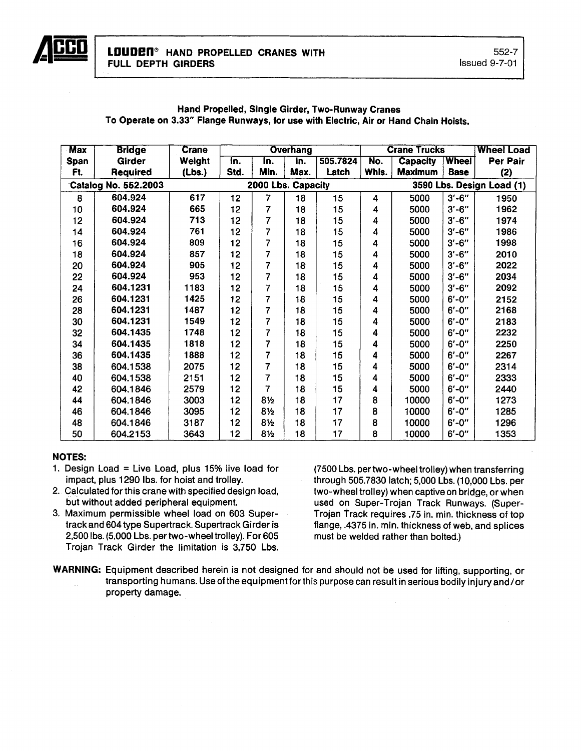# LOUDEN® HAND PROPELLED CRANES WITH FULL DEPTH GIRDERS

552-7
Issued 9-7-01

**Hand Propelled, Single Girder, Two-Runway Cranes**
**To Operate on 3.33" Flange Runways, for use with Electric, Air or Hand Chain Hoists.**

| Max Span Ft. | Bridge Girder Required | Crane Weight (Lbs.) | Overhang In. Std. | Overhang In. Min. | Overhang In. Max. | Overhang 505.7824 Latch | Crane Trucks No. Whls. | Crane Trucks Capacity Maximum | Crane Trucks Wheel Base | Wheel Load Per Pair (2) |
|---|---|---|---|---|---|---|---|---|---|---|
| Catalog No. 552.2003 | | | 2000 Lbs. Capacity | | | | 3590 Lbs. Design Load (1) | | | |
| 8 | 604.924 | 617 | 12 | 7 | 18 | 15 | 4 | 5000 | 3'-6" | 1950 |
| 10 | 604.924 | 665 | 12 | 7 | 18 | 15 | 4 | 5000 | 3'-6" | 1962 |
| 12 | 604.924 | 713 | 12 | 7 | 18 | 15 | 4 | 5000 | 3'-6" | 1974 |
| 14 | 604.924 | 761 | 12 | 7 | 18 | 15 | 4 | 5000 | 3'-6" | 1986 |
| 16 | 604.924 | 809 | 12 | 7 | 18 | 15 | 4 | 5000 | 3'-6" | 1998 |
| 18 | 604.924 | 857 | 12 | 7 | 18 | 15 | 4 | 5000 | 3'-6" | 2010 |
| 20 | 604.924 | 905 | 12 | 7 | 18 | 15 | 4 | 5000 | 3'-6" | 2022 |
| 22 | 604.924 | 953 | 12 | 7 | 18 | 15 | 4 | 5000 | 3'-6" | 2034 |
| 24 | 604.1231 | 1183 | 12 | 7 | 18 | 15 | 4 | 5000 | 3'-6" | 2092 |
| 26 | 604.1231 | 1425 | 12 | 7 | 18 | 15 | 4 | 5000 | 6'-0" | 2152 |
| 28 | 604.1231 | 1487 | 12 | 7 | 18 | 15 | 4 | 5000 | 6'-0" | 2168 |
| 30 | 604.1231 | 1549 | 12 | 7 | 18 | 15 | 4 | 5000 | 6'-0" | 2183 |
| 32 | 604.1435 | 1748 | 12 | 7 | 18 | 15 | 4 | 5000 | 6'-0" | 2232 |
| 34 | 604.1435 | 1818 | 12 | 7 | 18 | 15 | 4 | 5000 | 6'-0" | 2250 |
| 36 | 604.1435 | 1888 | 12 | 7 | 18 | 15 | 4 | 5000 | 6'-0" | 2267 |
| 38 | 604.1538 | 2075 | 12 | 7 | 18 | 15 | 4 | 5000 | 6'-0" | 2314 |
| 40 | 604.1538 | 2151 | 12 | 7 | 18 | 15 | 4 | 5000 | 6'-0" | 2333 |
| 42 | 604.1846 | 2579 | 12 | 7 | 18 | 15 | 4 | 5000 | 6'-0" | 2440 |
| 44 | 604.1846 | 3003 | 12 | 8½ | 18 | 17 | 8 | 10000 | 6'-0" | 1273 |
| 46 | 604.1846 | 3095 | 12 | 8½ | 18 | 17 | 8 | 10000 | 6'-0" | 1285 |
| 48 | 604.1846 | 3187 | 12 | 8½ | 18 | 17 | 8 | 10000 | 6'-0" | 1296 |
| 50 | 604.2153 | 3643 | 12 | 8½ | 18 | 17 | 8 | 10000 | 6'-0" | 1353 |

**NOTES:**

1. Design Load = Live Load, plus 15% live load for impact, plus 1290 lbs. for hoist and trolley.
2. Calculated for this crane with specified design load, but without added peripheral equipment.
3. Maximum permissible wheel load on 603 Super-track and 604 type Supertrack. Supertrack Girder is 2,500 lbs. (5,000 Lbs. per two-wheel trolley). For 605 Trojan Track Girder the limitation is 3,750 Lbs. (7500 Lbs. per two-wheel trolley) when transferring through 505.7830 latch; 5,000 Lbs. (10,000 Lbs. per two-wheel trolley) when captive on bridge, or when used on Super-Trojan Track Runways. (Super-Trojan Track requires .75 in. min. thickness of top flange, .4375 in. min. thickness of web, and splices must be welded rather than bolted.)

**WARNING:** Equipment described herein is not designed for and should not be used for lifting, supporting, or transporting humans. Use of the equipment for this purpose can result in serious bodily injury and/or property damage.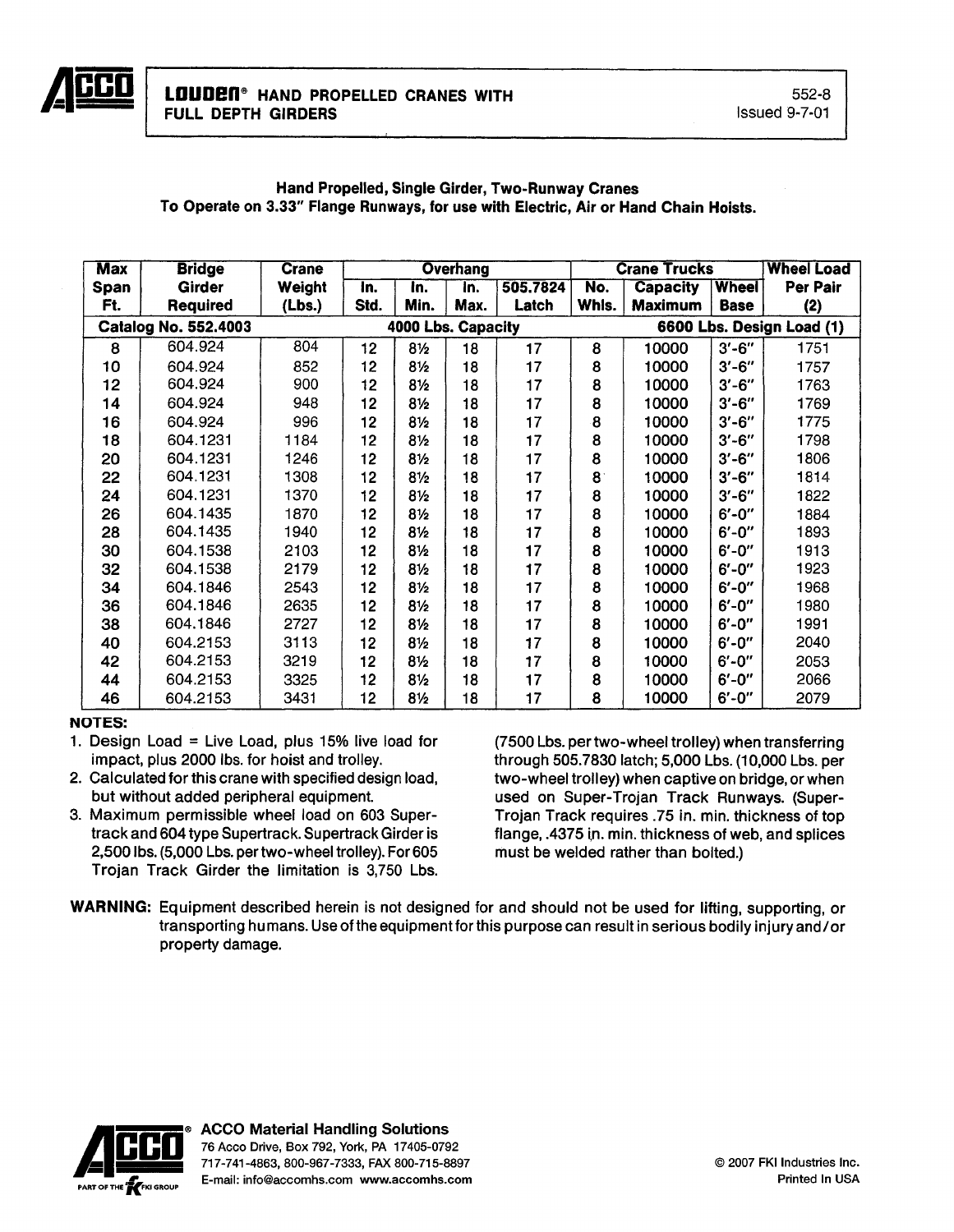# LOUDEN® HAND PROPELLED CRANES WITH FULL DEPTH GIRDERS

552-8
Issued 9-7-01

**Hand Propelled, Single Girder, Two-Runway Cranes**
**To Operate on 3.33" Flange Runways, for use with Electric, Air or Hand Chain Hoists.**

| Max Span Ft. | Bridge Girder Required | Crane Weight (Lbs.) | Overhang In. Std. | Overhang In. Min. | Overhang In. Max. | Overhang 505.7824 Latch | Crane Trucks No. Whls. | Crane Trucks Capacity Maximum | Crane Trucks Wheel Base | Wheel Load Per Pair (2) |
|---|---|---|---|---|---|---|---|---|---|---|
| **Catalog No. 552.4003** | | | **4000 Lbs. Capacity** | | | | **6600 Lbs. Design Load (1)** | | | |
| 8 | 604.924 | 804 | 12 | 8½ | 18 | 17 | 8 | 10000 | 3'-6" | 1751 |
| 10 | 604.924 | 852 | 12 | 8½ | 18 | 17 | 8 | 10000 | 3'-6" | 1757 |
| 12 | 604.924 | 900 | 12 | 8½ | 18 | 17 | 8 | 10000 | 3'-6" | 1763 |
| 14 | 604.924 | 948 | 12 | 8½ | 18 | 17 | 8 | 10000 | 3'-6" | 1769 |
| 16 | 604.924 | 996 | 12 | 8½ | 18 | 17 | 8 | 10000 | 3'-6" | 1775 |
| 18 | 604.1231 | 1184 | 12 | 8½ | 18 | 17 | 8 | 10000 | 3'-6" | 1798 |
| 20 | 604.1231 | 1246 | 12 | 8½ | 18 | 17 | 8 | 10000 | 3'-6" | 1806 |
| 22 | 604.1231 | 1308 | 12 | 8½ | 18 | 17 | 8 | 10000 | 3'-6" | 1814 |
| 24 | 604.1231 | 1370 | 12 | 8½ | 18 | 17 | 8 | 10000 | 3'-6" | 1822 |
| 26 | 604.1435 | 1870 | 12 | 8½ | 18 | 17 | 8 | 10000 | 6'-0" | 1884 |
| 28 | 604.1435 | 1940 | 12 | 8½ | 18 | 17 | 8 | 10000 | 6'-0" | 1893 |
| 30 | 604.1538 | 2103 | 12 | 8½ | 18 | 17 | 8 | 10000 | 6'-0" | 1913 |
| 32 | 604.1538 | 2179 | 12 | 8½ | 18 | 17 | 8 | 10000 | 6'-0" | 1923 |
| 34 | 604.1846 | 2543 | 12 | 8½ | 18 | 17 | 8 | 10000 | 6'-0" | 1968 |
| 36 | 604.1846 | 2635 | 12 | 8½ | 18 | 17 | 8 | 10000 | 6'-0" | 1980 |
| 38 | 604.1846 | 2727 | 12 | 8½ | 18 | 17 | 8 | 10000 | 6'-0" | 1991 |
| 40 | 604.2153 | 3113 | 12 | 8½ | 18 | 17 | 8 | 10000 | 6'-0" | 2040 |
| 42 | 604.2153 | 3219 | 12 | 8½ | 18 | 17 | 8 | 10000 | 6'-0" | 2053 |
| 44 | 604.2153 | 3325 | 12 | 8½ | 18 | 17 | 8 | 10000 | 6'-0" | 2066 |
| 46 | 604.2153 | 3431 | 12 | 8½ | 18 | 17 | 8 | 10000 | 6'-0" | 2079 |

**NOTES:**

1. Design Load = Live Load, plus 15% live load for impact, plus 2000 lbs. for hoist and trolley.
2. Calculated for this crane with specified design load, but without added peripheral equipment.
3. Maximum permissible wheel load on 603 Supertrack and 604 type Supertrack. Supertrack Girder is 2,500 lbs. (5,000 Lbs. per two-wheel trolley). For 605 Trojan Track Girder the limitation is 3,750 Lbs. (7500 Lbs. per two-wheel trolley) when transferring through 505.7830 latch; 5,000 Lbs. (10,000 Lbs. per two-wheel trolley) when captive on bridge, or when used on Super-Trojan Track Runways. (Super-Trojan Track requires .75 in. min. thickness of top flange, .4375 in. min. thickness of web, and splices must be welded rather than bolted.)

**WARNING:** Equipment described herein is not designed for and should not be used for lifting, supporting, or transporting humans. Use of the equipment for this purpose can result in serious bodily injury and/or property damage.

**ACCO Material Handling Solutions**
76 Acco Drive, Box 792, York, PA 17405-0792
717-741-4863, 800-967-7333, FAX 800-715-8897
E-mail: info@accomhs.com www.accomhs.com

© 2007 FKI Industries Inc.
Printed In USA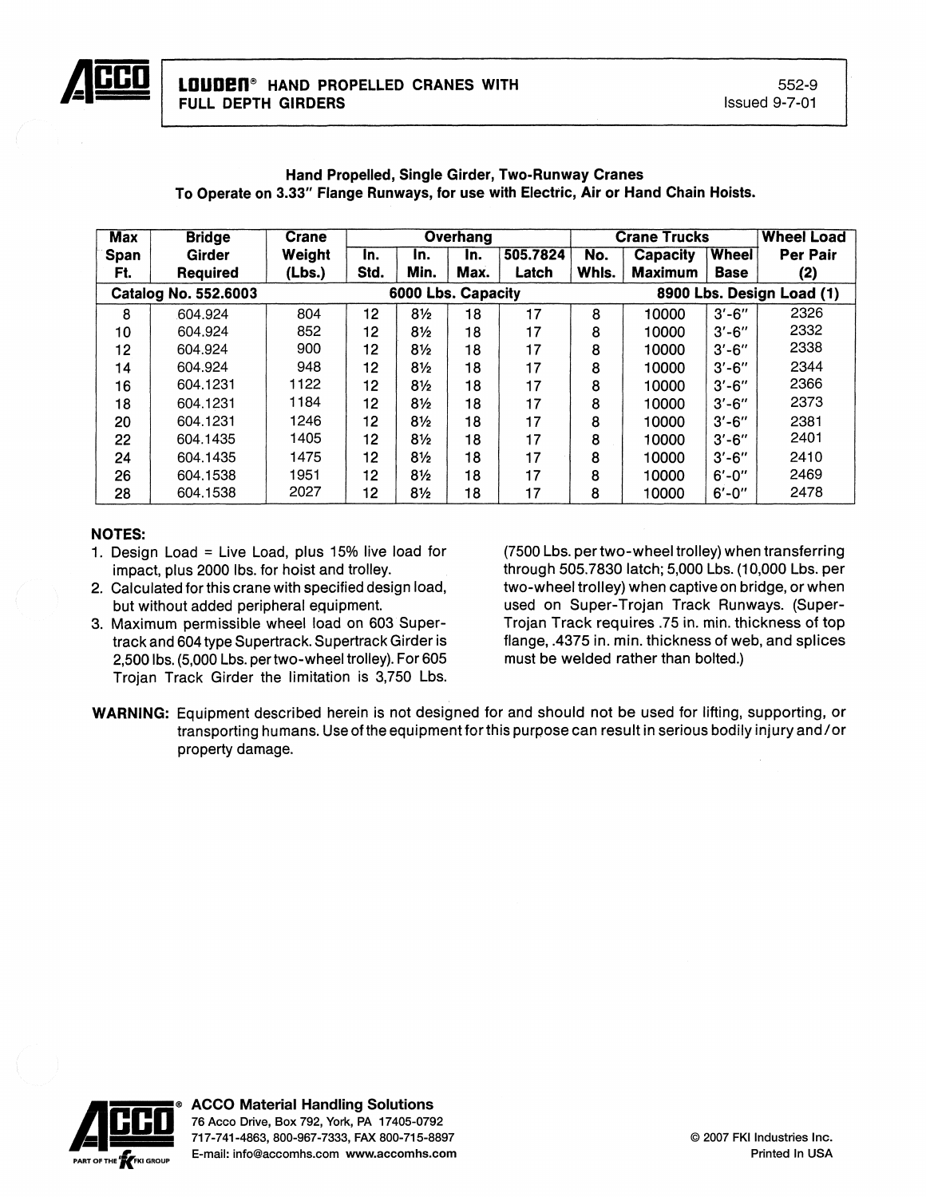# LOUDEN® HAND PROPELLED CRANES WITH FULL DEPTH GIRDERS

552-9
Issued 9-7-01

### Hand Propelled, Single Girder, Two-Runway Cranes
### To Operate on 3.33" Flange Runways, for use with Electric, Air or Hand Chain Hoists.

| Max Span Ft. | Bridge Girder Required | Crane Weight (Lbs.) | Overhang | | | | Crane Trucks | | | Wheel Load Per Pair (2) |
|---|---|---|---|---|---|---|---|---|---|---|
| | | | In. Std. | In. Min. | In. Max. | 505.7824 Latch | No. Whls. | Capacity Maximum | Wheel Base | |
| **Catalog No. 552.6003** | | | **6000 Lbs. Capacity** | | | | **8900 Lbs. Design Load (1)** | | | |
| 8 | 604.924 | 804 | 12 | 8½ | 18 | 17 | 8 | 10000 | 3'-6" | 2326 |
| 10 | 604.924 | 852 | 12 | 8½ | 18 | 17 | 8 | 10000 | 3'-6" | 2332 |
| 12 | 604.924 | 900 | 12 | 8½ | 18 | 17 | 8 | 10000 | 3'-6" | 2338 |
| 14 | 604.924 | 948 | 12 | 8½ | 18 | 17 | 8 | 10000 | 3'-6" | 2344 |
| 16 | 604.1231 | 1122 | 12 | 8½ | 18 | 17 | 8 | 10000 | 3'-6" | 2366 |
| 18 | 604.1231 | 1184 | 12 | 8½ | 18 | 17 | 8 | 10000 | 3'-6" | 2373 |
| 20 | 604.1231 | 1246 | 12 | 8½ | 18 | 17 | 8 | 10000 | 3'-6" | 2381 |
| 22 | 604.1435 | 1405 | 12 | 8½ | 18 | 17 | 8 | 10000 | 3'-6" | 2401 |
| 24 | 604.1435 | 1475 | 12 | 8½ | 18 | 17 | 8 | 10000 | 3'-6" | 2410 |
| 26 | 604.1538 | 1951 | 12 | 8½ | 18 | 17 | 8 | 10000 | 6'-0" | 2469 |
| 28 | 604.1538 | 2027 | 12 | 8½ | 18 | 17 | 8 | 10000 | 6'-0" | 2478 |

**NOTES:**

1. Design Load = Live Load, plus 15% live load for impact, plus 2000 lbs. for hoist and trolley.
2. Calculated for this crane with specified design load, but without added peripheral equipment.
3. Maximum permissible wheel load on 603 Supertrack and 604 type Supertrack. Supertrack Girder is 2,500 lbs. (5,000 Lbs. per two-wheel trolley). For 605 Trojan Track Girder the limitation is 3,750 Lbs. (7500 Lbs. per two-wheel trolley) when transferring through 505.7830 latch; 5,000 Lbs. (10,000 Lbs. per two-wheel trolley) when captive on bridge, or when used on Super-Trojan Track Runways. (Super-Trojan Track requires .75 in. min. thickness of top flange, .4375 in. min. thickness of web, and splices must be welded rather than bolted.)

**WARNING:** Equipment described herein is not designed for and should not be used for lifting, supporting, or transporting humans. Use of the equipment for this purpose can result in serious bodily injury and/or property damage.

**ACCO Material Handling Solutions**
76 Acco Drive, Box 792, York, PA 17405-0792
717-741-4863, 800-967-7333, FAX 800-715-8897
E-mail: info@accomhs.com www.accomhs.com

PART OF THE FKI GROUP

© 2007 FKI Industries Inc.
Printed In USA